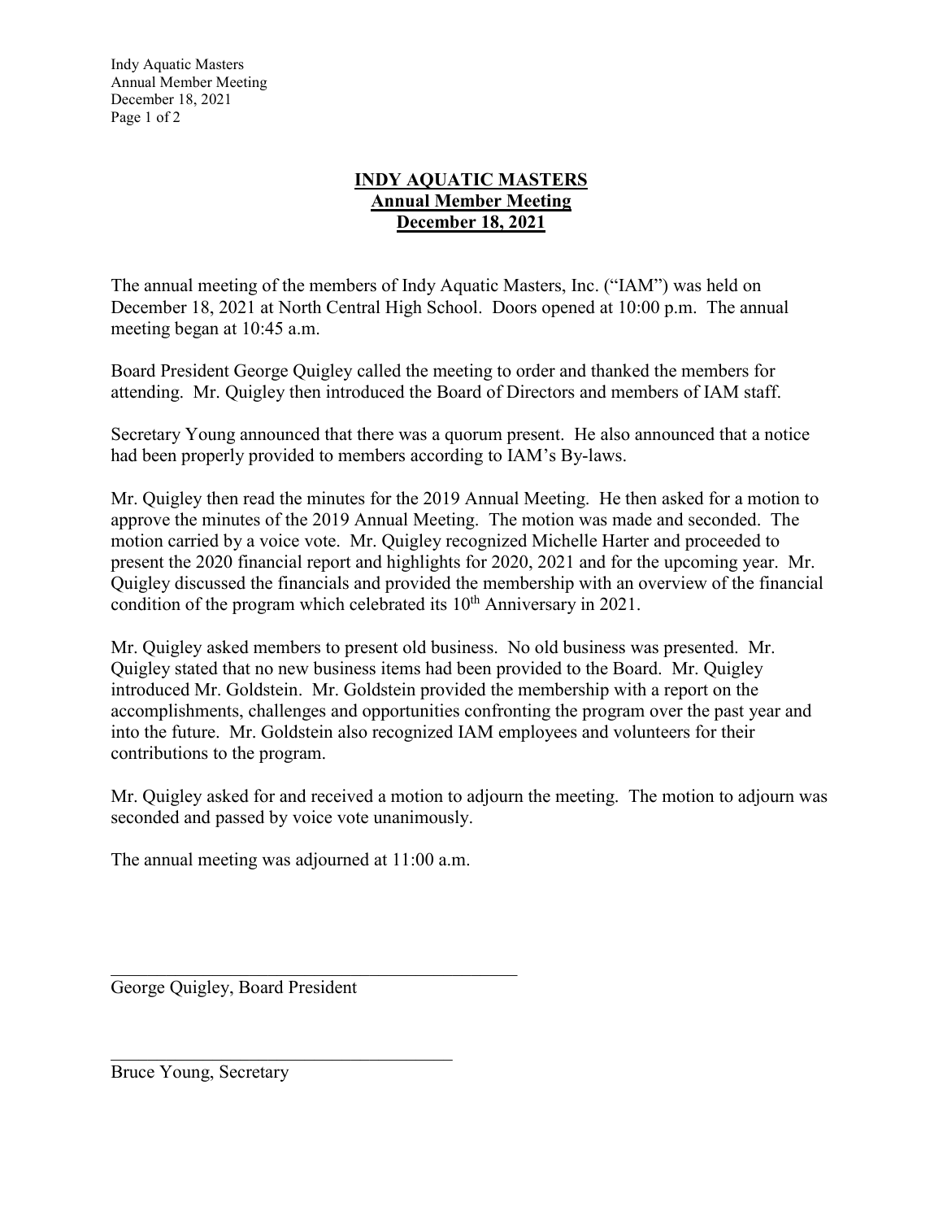# INDY AQUATIC MASTERS
## Annual Member Meeting
## December 18, 2021

The annual meeting of the members of Indy Aquatic Masters, Inc. ("IAM") was held on December 18, 2021 at North Central High School. Doors opened at 10:00 p.m. The annual meeting began at 10:45 a.m.

Board President George Quigley called the meeting to order and thanked the members for attending. Mr. Quigley then introduced the Board of Directors and members of IAM staff.

Secretary Young announced that there was a quorum present. He also announced that a notice had been properly provided to members according to IAM's By-laws.

Mr. Quigley then read the minutes for the 2019 Annual Meeting. He then asked for a motion to approve the minutes of the 2019 Annual Meeting. The motion was made and seconded. The motion carried by a voice vote. Mr. Quigley recognized Michelle Harter and proceeded to present the 2020 financial report and highlights for 2020, 2021 and for the upcoming year. Mr. Quigley discussed the financials and provided the membership with an overview of the financial condition of the program which celebrated its 10th Anniversary in 2021.

Mr. Quigley asked members to present old business. No old business was presented. Mr. Quigley stated that no new business items had been provided to the Board. Mr. Quigley introduced Mr. Goldstein. Mr. Goldstein provided the membership with a report on the accomplishments, challenges and opportunities confronting the program over the past year and into the future. Mr. Goldstein also recognized IAM employees and volunteers for their contributions to the program.

Mr. Quigley asked for and received a motion to adjourn the meeting. The motion to adjourn was seconded and passed by voice vote unanimously.

The annual meeting was adjourned at 11:00 a.m.

\_\_\_\_\_\_\_\_\_\_\_\_\_\_\_\_\_\_\_\_\_\_\_\_\_\_\_\_\_\_\_\_\_\_\_\_\_\_\_\_

George Quigley, Board President

\_\_\_\_\_\_\_\_\_\_\_\_\_\_\_\_\_\_\_\_\_\_\_\_\_\_\_\_\_\_\_\_\_\_\_\_\_\_\_\_

Bruce Young, Secretary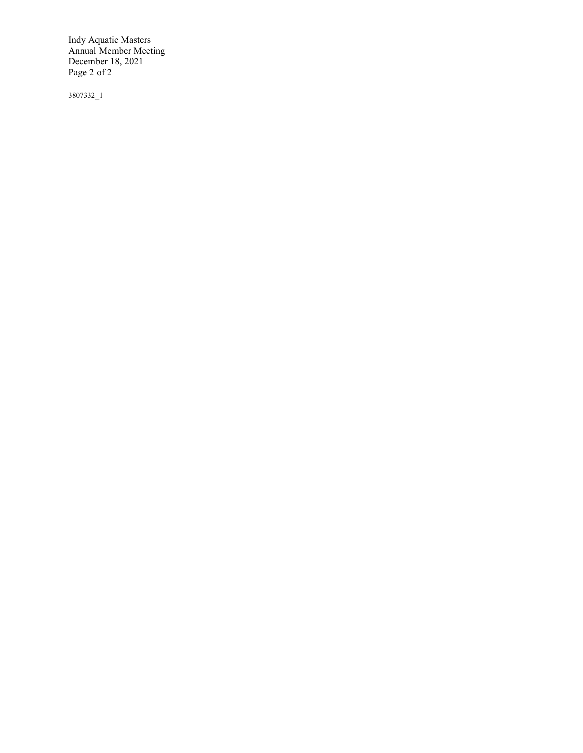3807332_1